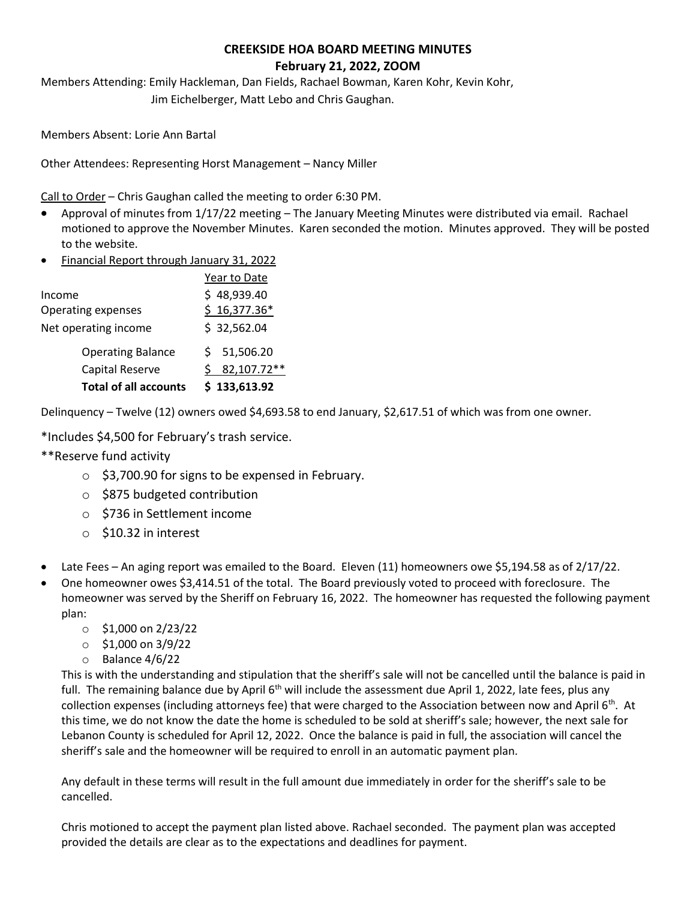# CREEKSIDE HOA BOARD MEETING MINUTES

## February 21, 2022, ZOOM

Members Attending: Emily Hackleman, Dan Fields, Rachael Bowman, Karen Kohr, Kevin Kohr, Jim Eichelberger, Matt Lebo and Chris Gaughan.

Members Absent: Lorie Ann Bartal

Other Attendees: Representing Horst Management – Nancy Miller

Call to Order – Chris Gaughan called the meeting to order 6:30 PM.

- Approval of minutes from 1/17/22 meeting – The January Meeting Minutes were distributed via email. Rachael motioned to approve the November Minutes. Karen seconded the motion. Minutes approved. They will be posted to the website.
- Financial Report through January 31, 2022

| | Year to Date |
|---|---|
| Income | $ 48,939.40 |
| Operating expenses | $ 16,377.36* |
| Net operating income | $ 32,562.04 |
| Operating Balance | $ 51,506.20 |
| Capital Reserve | $ 82,107.72** |
| **Total of all accounts** | **$ 133,613.92** |

Delinquency – Twelve (12) owners owed $4,693.58 to end January, $2,617.51 of which was from one owner.

*Includes $4,500 for February's trash service.

**Reserve fund activity

- $3,700.90 for signs to be expensed in February.
- $875 budgeted contribution
- $736 in Settlement income
- $10.32 in interest

- Late Fees – An aging report was emailed to the Board. Eleven (11) homeowners owe $5,194.58 as of 2/17/22.
- One homeowner owes $3,414.51 of the total. The Board previously voted to proceed with foreclosure. The homeowner was served by the Sheriff on February 16, 2022. The homeowner has requested the following payment plan:
  - $1,000 on 2/23/22
  - $1,000 on 3/9/22
  - Balance 4/6/22

  This is with the understanding and stipulation that the sheriff's sale will not be cancelled until the balance is paid in full. The remaining balance due by April 6th will include the assessment due April 1, 2022, late fees, plus any collection expenses (including attorneys fee) that were charged to the Association between now and April 6th. At this time, we do not know the date the home is scheduled to be sold at sheriff's sale; however, the next sale for Lebanon County is scheduled for April 12, 2022. Once the balance is paid in full, the association will cancel the sheriff's sale and the homeowner will be required to enroll in an automatic payment plan.

  Any default in these terms will result in the full amount due immediately in order for the sheriff's sale to be cancelled.

  Chris motioned to accept the payment plan listed above. Rachael seconded. The payment plan was accepted provided the details are clear as to the expectations and deadlines for payment.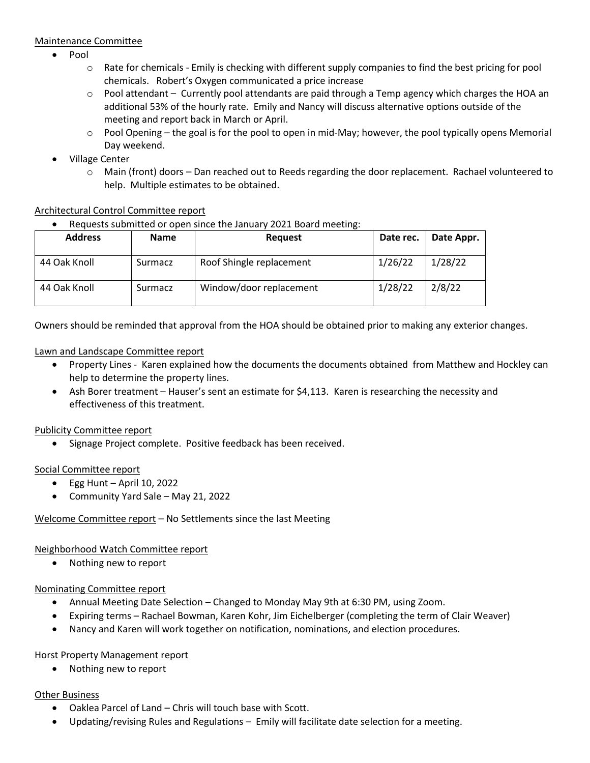Maintenance Committee

- Pool
  - Rate for chemicals - Emily is checking with different supply companies to find the best pricing for pool chemicals. Robert's Oxygen communicated a price increase
  - Pool attendant – Currently pool attendants are paid through a Temp agency which charges the HOA an additional 53% of the hourly rate. Emily and Nancy will discuss alternative options outside of the meeting and report back in March or April.
  - Pool Opening – the goal is for the pool to open in mid-May; however, the pool typically opens Memorial Day weekend.
- Village Center
  - Main (front) doors – Dan reached out to Reeds regarding the door replacement. Rachael volunteered to help. Multiple estimates to be obtained.

Architectural Control Committee report

- Requests submitted or open since the January 2021 Board meeting:

| Address | Name | Request | Date rec. | Date Appr. |
|---|---|---|---|---|
| 44 Oak Knoll | Surmacz | Roof Shingle replacement | 1/26/22 | 1/28/22 |
| 44 Oak Knoll | Surmacz | Window/door replacement | 1/28/22 | 2/8/22 |

Owners should be reminded that approval from the HOA should be obtained prior to making any exterior changes.

Lawn and Landscape Committee report

- Property Lines - Karen explained how the documents the documents obtained from Matthew and Hockley can help to determine the property lines.
- Ash Borer treatment – Hauser's sent an estimate for $4,113. Karen is researching the necessity and effectiveness of this treatment.

Publicity Committee report

- Signage Project complete. Positive feedback has been received.

Social Committee report

- Egg Hunt – April 10, 2022
- Community Yard Sale – May 21, 2022

Welcome Committee report – No Settlements since the last Meeting

Neighborhood Watch Committee report

- Nothing new to report

Nominating Committee report

- Annual Meeting Date Selection – Changed to Monday May 9th at 6:30 PM, using Zoom.
- Expiring terms – Rachael Bowman, Karen Kohr, Jim Eichelberger (completing the term of Clair Weaver)
- Nancy and Karen will work together on notification, nominations, and election procedures.

Horst Property Management report

- Nothing new to report

Other Business

- Oaklea Parcel of Land – Chris will touch base with Scott.
- Updating/revising Rules and Regulations – Emily will facilitate date selection for a meeting.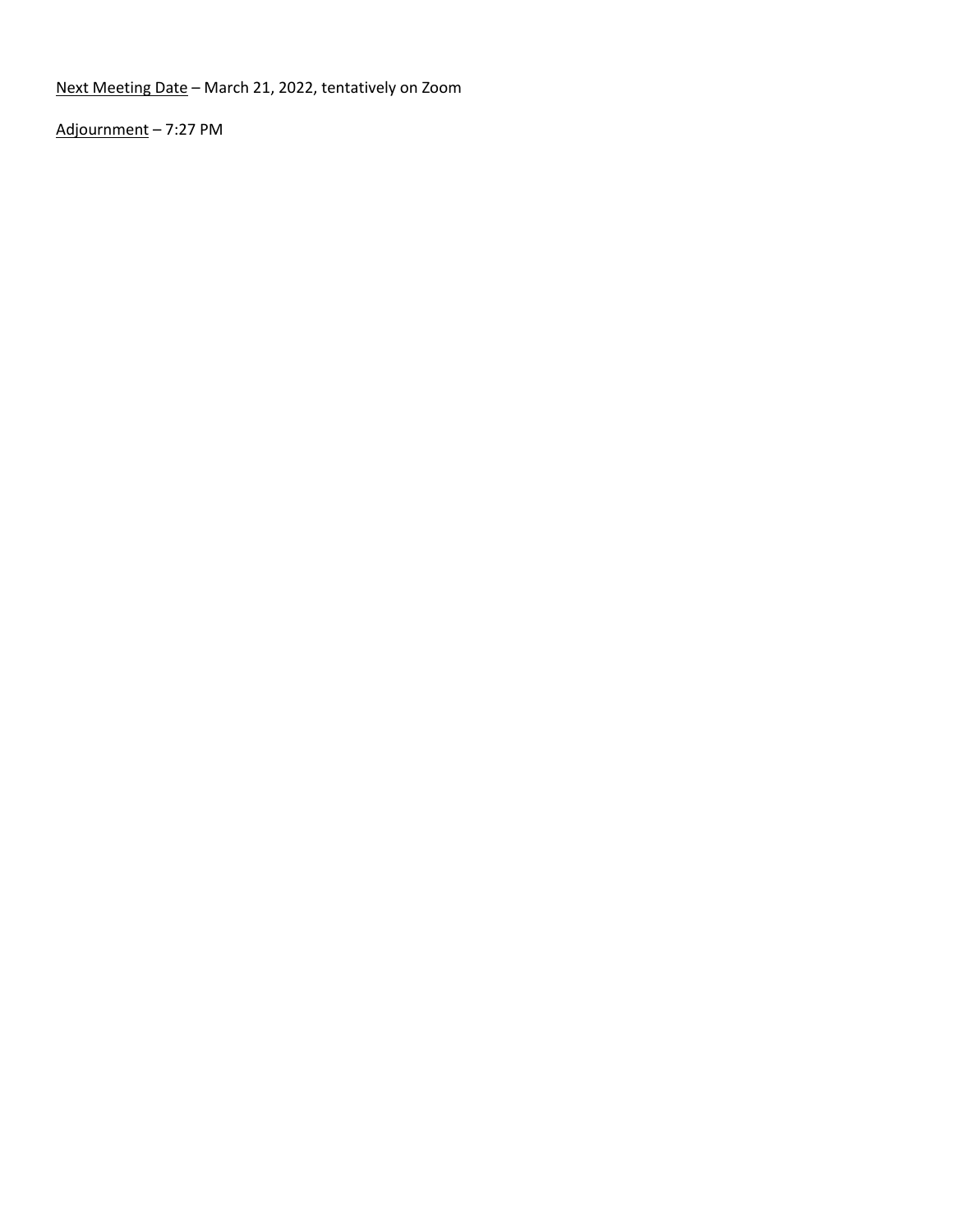<u>Next Meeting Date</u> – March 21, 2022, tentatively on Zoom

<u>Adjournment</u> – 7:27 PM